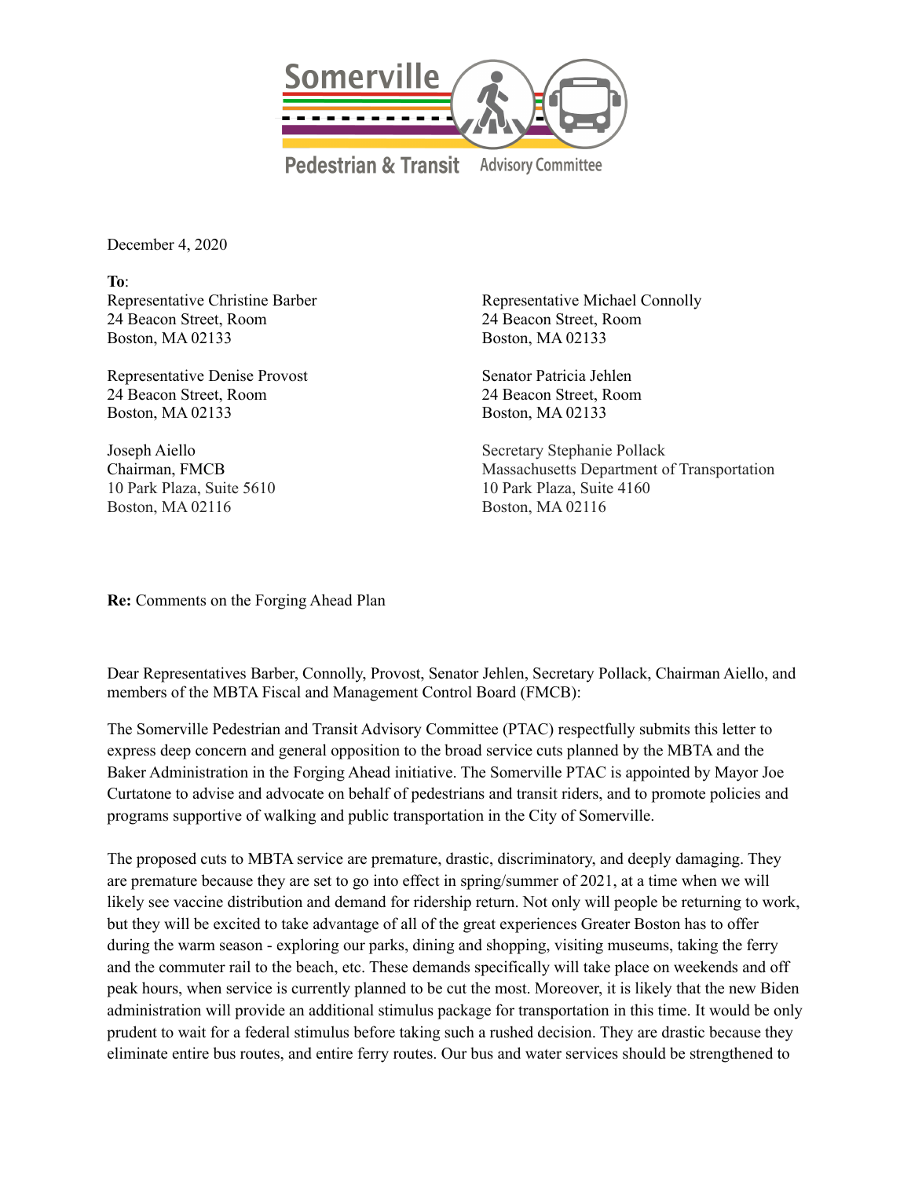Somerville Pedestrian & Transit Advisory Committee

December 4, 2020

**To**:

Representative Christine Barber
24 Beacon Street, Room
Boston, MA 02133

Representative Michael Connolly
24 Beacon Street, Room
Boston, MA 02133

Representative Denise Provost
24 Beacon Street, Room
Boston, MA 02133

Senator Patricia Jehlen
24 Beacon Street, Room
Boston, MA 02133

Joseph Aiello
Chairman, FMCB
10 Park Plaza, Suite 5610
Boston, MA 02116

Secretary Stephanie Pollack
Massachusetts Department of Transportation
10 Park Plaza, Suite 4160
Boston, MA 02116

**Re:** Comments on the Forging Ahead Plan

Dear Representatives Barber, Connolly, Provost, Senator Jehlen, Secretary Pollack, Chairman Aiello, and members of the MBTA Fiscal and Management Control Board (FMCB):

The Somerville Pedestrian and Transit Advisory Committee (PTAC) respectfully submits this letter to express deep concern and general opposition to the broad service cuts planned by the MBTA and the Baker Administration in the Forging Ahead initiative. The Somerville PTAC is appointed by Mayor Joe Curtatone to advise and advocate on behalf of pedestrians and transit riders, and to promote policies and programs supportive of walking and public transportation in the City of Somerville.

The proposed cuts to MBTA service are premature, drastic, discriminatory, and deeply damaging. They are premature because they are set to go into effect in spring/summer of 2021, at a time when we will likely see vaccine distribution and demand for ridership return. Not only will people be returning to work, but they will be excited to take advantage of all of the great experiences Greater Boston has to offer during the warm season - exploring our parks, dining and shopping, visiting museums, taking the ferry and the commuter rail to the beach, etc. These demands specifically will take place on weekends and off peak hours, when service is currently planned to be cut the most. Moreover, it is likely that the new Biden administration will provide an additional stimulus package for transportation in this time. It would be only prudent to wait for a federal stimulus before taking such a rushed decision. They are drastic because they eliminate entire bus routes, and entire ferry routes. Our bus and water services should be strengthened to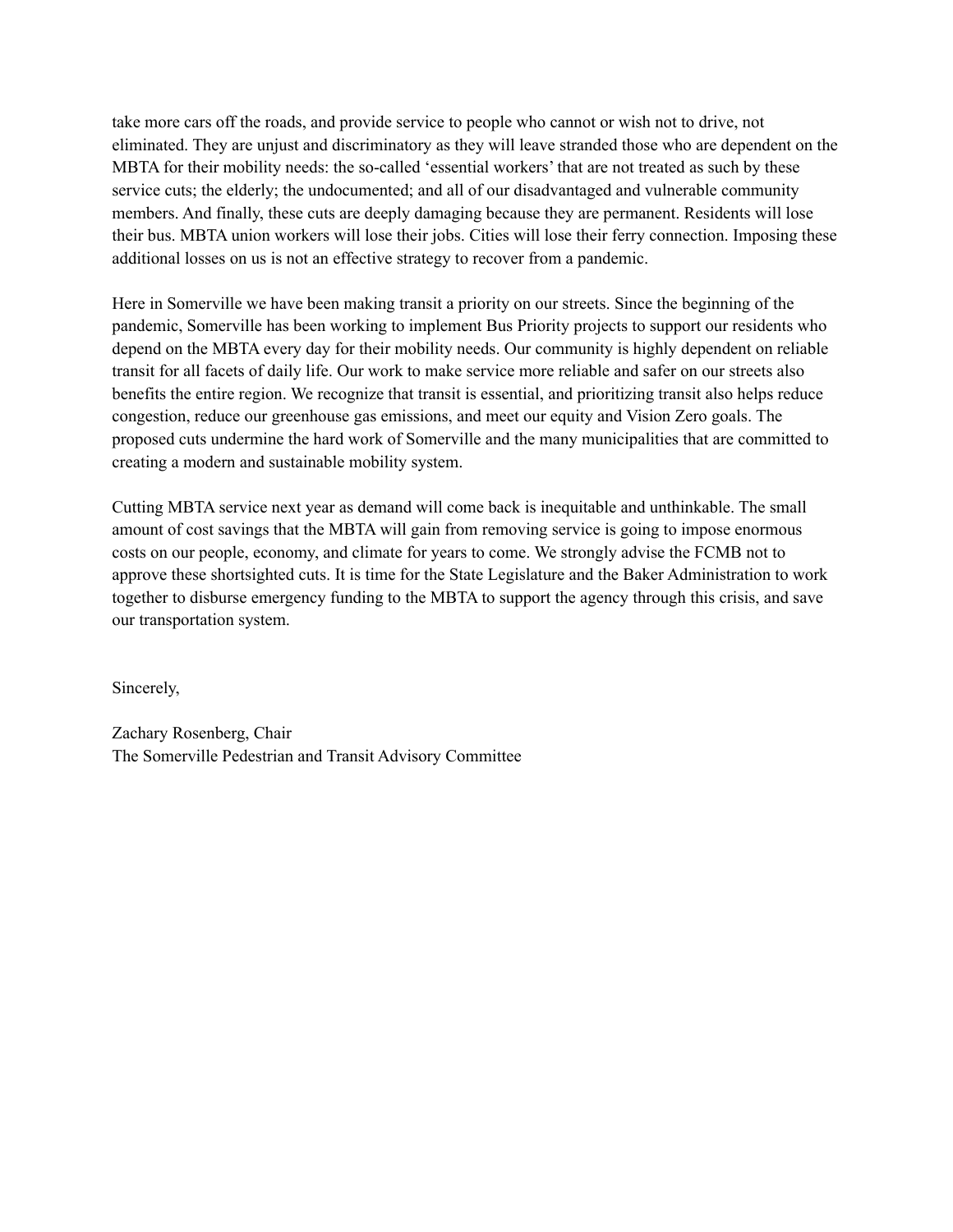take more cars off the roads, and provide service to people who cannot or wish not to drive, not eliminated. They are unjust and discriminatory as they will leave stranded those who are dependent on the MBTA for their mobility needs: the so-called 'essential workers' that are not treated as such by these service cuts; the elderly; the undocumented; and all of our disadvantaged and vulnerable community members. And finally, these cuts are deeply damaging because they are permanent. Residents will lose their bus. MBTA union workers will lose their jobs. Cities will lose their ferry connection. Imposing these additional losses on us is not an effective strategy to recover from a pandemic.

Here in Somerville we have been making transit a priority on our streets. Since the beginning of the pandemic, Somerville has been working to implement Bus Priority projects to support our residents who depend on the MBTA every day for their mobility needs. Our community is highly dependent on reliable transit for all facets of daily life. Our work to make service more reliable and safer on our streets also benefits the entire region. We recognize that transit is essential, and prioritizing transit also helps reduce congestion, reduce our greenhouse gas emissions, and meet our equity and Vision Zero goals. The proposed cuts undermine the hard work of Somerville and the many municipalities that are committed to creating a modern and sustainable mobility system.

Cutting MBTA service next year as demand will come back is inequitable and unthinkable. The small amount of cost savings that the MBTA will gain from removing service is going to impose enormous costs on our people, economy, and climate for years to come. We strongly advise the FCMB not to approve these shortsighted cuts. It is time for the State Legislature and the Baker Administration to work together to disburse emergency funding to the MBTA to support the agency through this crisis, and save our transportation system.

Sincerely,

Zachary Rosenberg, Chair
The Somerville Pedestrian and Transit Advisory Committee